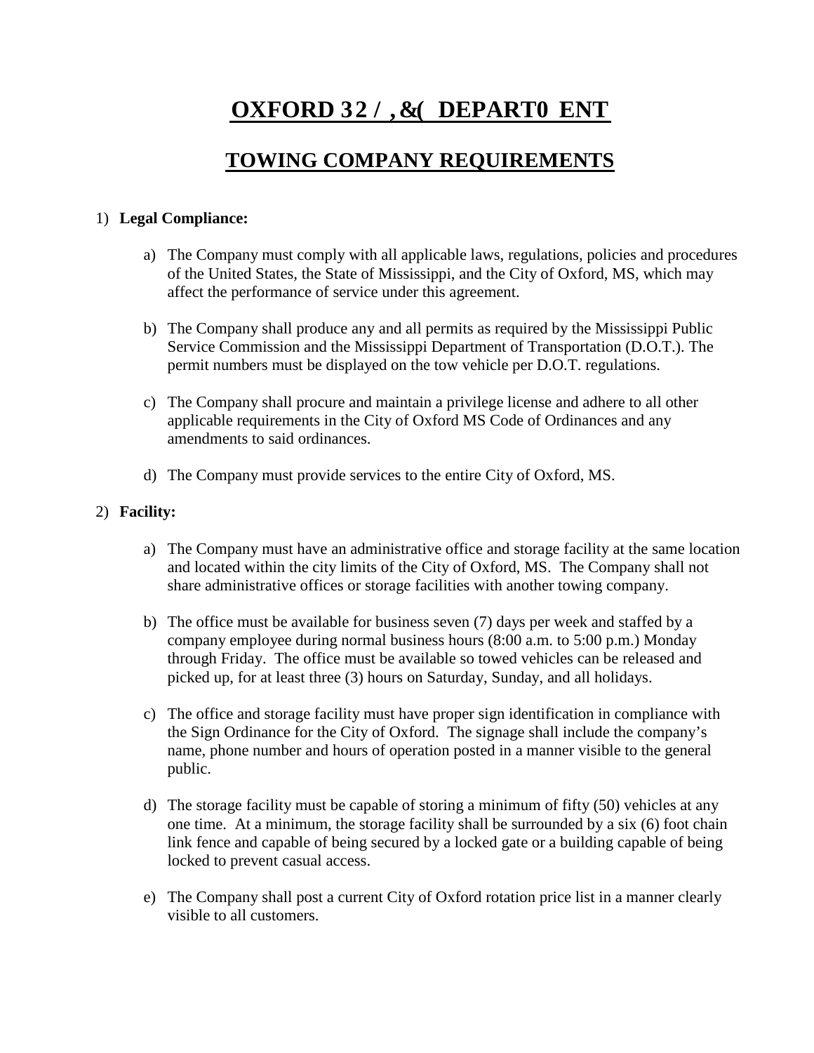# OXFORD 32 / ,&( DEPART0 ENT

## TOWING COMPANY REQUIREMENTS

1) **Legal Compliance:**

   a) The Company must comply with all applicable laws, regulations, policies and procedures of the United States, the State of Mississippi, and the City of Oxford, MS, which may affect the performance of service under this agreement.

   b) The Company shall produce any and all permits as required by the Mississippi Public Service Commission and the Mississippi Department of Transportation (D.O.T.). The permit numbers must be displayed on the tow vehicle per D.O.T. regulations.

   c) The Company shall procure and maintain a privilege license and adhere to all other applicable requirements in the City of Oxford MS Code of Ordinances and any amendments to said ordinances.

   d) The Company must provide services to the entire City of Oxford, MS.

2) **Facility:**

   a) The Company must have an administrative office and storage facility at the same location and located within the city limits of the City of Oxford, MS. The Company shall not share administrative offices or storage facilities with another towing company.

   b) The office must be available for business seven (7) days per week and staffed by a company employee during normal business hours (8:00 a.m. to 5:00 p.m.) Monday through Friday. The office must be available so towed vehicles can be released and picked up, for at least three (3) hours on Saturday, Sunday, and all holidays.

   c) The office and storage facility must have proper sign identification in compliance with the Sign Ordinance for the City of Oxford. The signage shall include the company's name, phone number and hours of operation posted in a manner visible to the general public.

   d) The storage facility must be capable of storing a minimum of fifty (50) vehicles at any one time. At a minimum, the storage facility shall be surrounded by a six (6) foot chain link fence and capable of being secured by a locked gate or a building capable of being locked to prevent casual access.

   e) The Company shall post a current City of Oxford rotation price list in a manner clearly visible to all customers.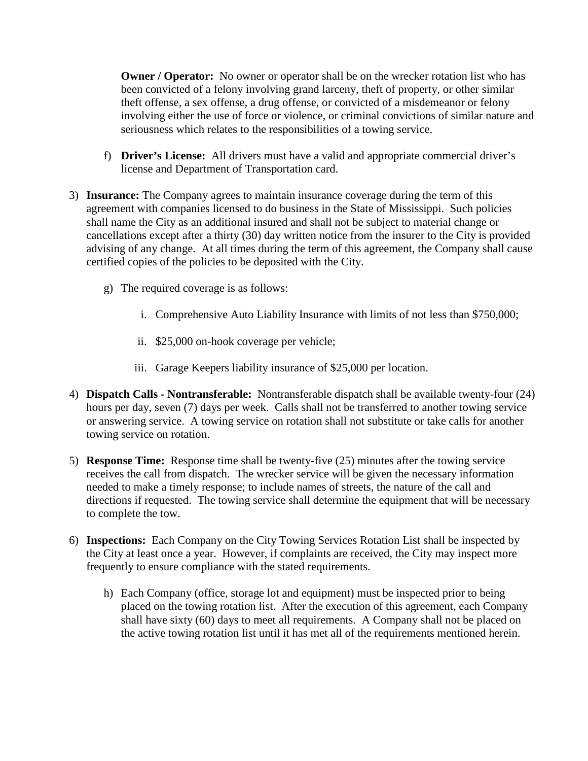**Owner / Operator:** No owner or operator shall be on the wrecker rotation list who has been convicted of a felony involving grand larceny, theft of property, or other similar theft offense, a sex offense, a drug offense, or convicted of a misdemeanor or felony involving either the use of force or violence, or criminal convictions of similar nature and seriousness which relates to the responsibilities of a towing service.

f) **Driver's License:** All drivers must have a valid and appropriate commercial driver's license and Department of Transportation card.

3) **Insurance:** The Company agrees to maintain insurance coverage during the term of this agreement with companies licensed to do business in the State of Mississippi. Such policies shall name the City as an additional insured and shall not be subject to material change or cancellations except after a thirty (30) day written notice from the insurer to the City is provided advising of any change. At all times during the term of this agreement, the Company shall cause certified copies of the policies to be deposited with the City.

   g) The required coverage is as follows:

      i. Comprehensive Auto Liability Insurance with limits of not less than $750,000;

      ii. $25,000 on-hook coverage per vehicle;

      iii. Garage Keepers liability insurance of $25,000 per location.

4) **Dispatch Calls - Nontransferable:** Nontransferable dispatch shall be available twenty-four (24) hours per day, seven (7) days per week. Calls shall not be transferred to another towing service or answering service. A towing service on rotation shall not substitute or take calls for another towing service on rotation.

5) **Response Time:** Response time shall be twenty-five (25) minutes after the towing service receives the call from dispatch. The wrecker service will be given the necessary information needed to make a timely response; to include names of streets, the nature of the call and directions if requested. The towing service shall determine the equipment that will be necessary to complete the tow.

6) **Inspections:** Each Company on the City Towing Services Rotation List shall be inspected by the City at least once a year. However, if complaints are received, the City may inspect more frequently to ensure compliance with the stated requirements.

   h) Each Company (office, storage lot and equipment) must be inspected prior to being placed on the towing rotation list. After the execution of this agreement, each Company shall have sixty (60) days to meet all requirements. A Company shall not be placed on the active towing rotation list until it has met all of the requirements mentioned herein.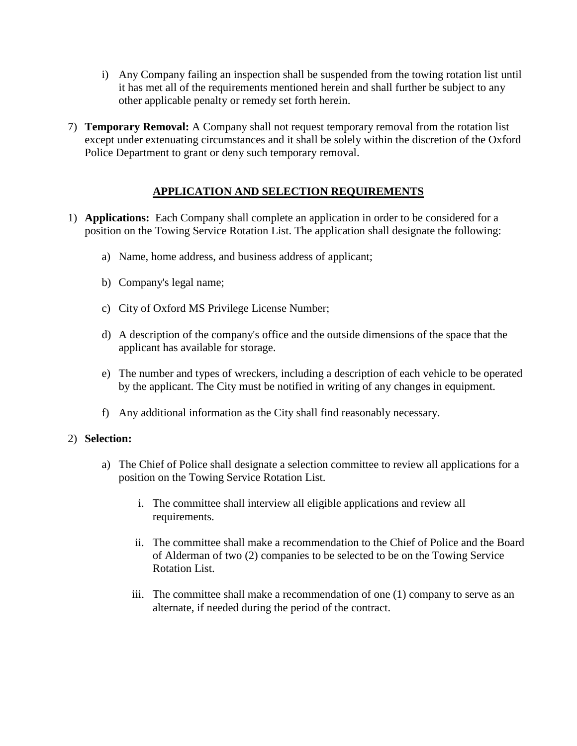i) Any Company failing an inspection shall be suspended from the towing rotation list until it has met all of the requirements mentioned herein and shall further be subject to any other applicable penalty or remedy set forth herein.

7) **Temporary Removal:** A Company shall not request temporary removal from the rotation list except under extenuating circumstances and it shall be solely within the discretion of the Oxford Police Department to grant or deny such temporary removal.

## APPLICATION AND SELECTION REQUIREMENTS

1) **Applications:** Each Company shall complete an application in order to be considered for a position on the Towing Service Rotation List. The application shall designate the following:

   a) Name, home address, and business address of applicant;

   b) Company's legal name;

   c) City of Oxford MS Privilege License Number;

   d) A description of the company's office and the outside dimensions of the space that the applicant has available for storage.

   e) The number and types of wreckers, including a description of each vehicle to be operated by the applicant. The City must be notified in writing of any changes in equipment.

   f) Any additional information as the City shall find reasonably necessary.

2) **Selection:**

   a) The Chief of Police shall designate a selection committee to review all applications for a position on the Towing Service Rotation List.

      i. The committee shall interview all eligible applications and review all requirements.

      ii. The committee shall make a recommendation to the Chief of Police and the Board of Alderman of two (2) companies to be selected to be on the Towing Service Rotation List.

      iii. The committee shall make a recommendation of one (1) company to serve as an alternate, if needed during the period of the contract.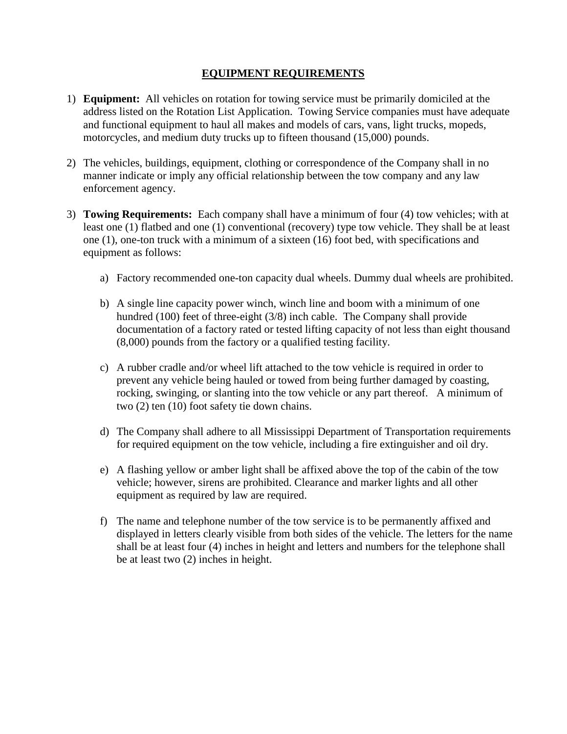## EQUIPMENT REQUIREMENTS

1) **Equipment:** All vehicles on rotation for towing service must be primarily domiciled at the address listed on the Rotation List Application. Towing Service companies must have adequate and functional equipment to haul all makes and models of cars, vans, light trucks, mopeds, motorcycles, and medium duty trucks up to fifteen thousand (15,000) pounds.

2) The vehicles, buildings, equipment, clothing or correspondence of the Company shall in no manner indicate or imply any official relationship between the tow company and any law enforcement agency.

3) **Towing Requirements:** Each company shall have a minimum of four (4) tow vehicles; with at least one (1) flatbed and one (1) conventional (recovery) type tow vehicle. They shall be at least one (1), one-ton truck with a minimum of a sixteen (16) foot bed, with specifications and equipment as follows:

   a) Factory recommended one-ton capacity dual wheels. Dummy dual wheels are prohibited.

   b) A single line capacity power winch, winch line and boom with a minimum of one hundred (100) feet of three-eight (3/8) inch cable. The Company shall provide documentation of a factory rated or tested lifting capacity of not less than eight thousand (8,000) pounds from the factory or a qualified testing facility.

   c) A rubber cradle and/or wheel lift attached to the tow vehicle is required in order to prevent any vehicle being hauled or towed from being further damaged by coasting, rocking, swinging, or slanting into the tow vehicle or any part thereof. A minimum of two (2) ten (10) foot safety tie down chains.

   d) The Company shall adhere to all Mississippi Department of Transportation requirements for required equipment on the tow vehicle, including a fire extinguisher and oil dry.

   e) A flashing yellow or amber light shall be affixed above the top of the cabin of the tow vehicle; however, sirens are prohibited. Clearance and marker lights and all other equipment as required by law are required.

   f) The name and telephone number of the tow service is to be permanently affixed and displayed in letters clearly visible from both sides of the vehicle. The letters for the name shall be at least four (4) inches in height and letters and numbers for the telephone shall be at least two (2) inches in height.